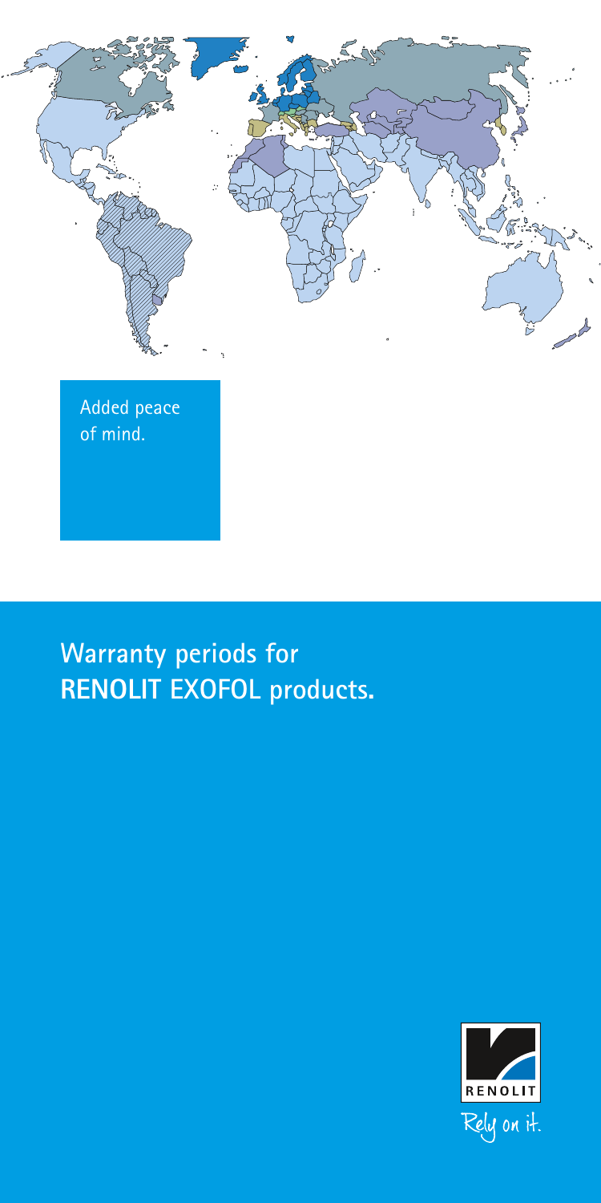Added peace of mind.

# Warranty periods for RENOLIT EXOFOL products.

RENOLIT

Rely on it.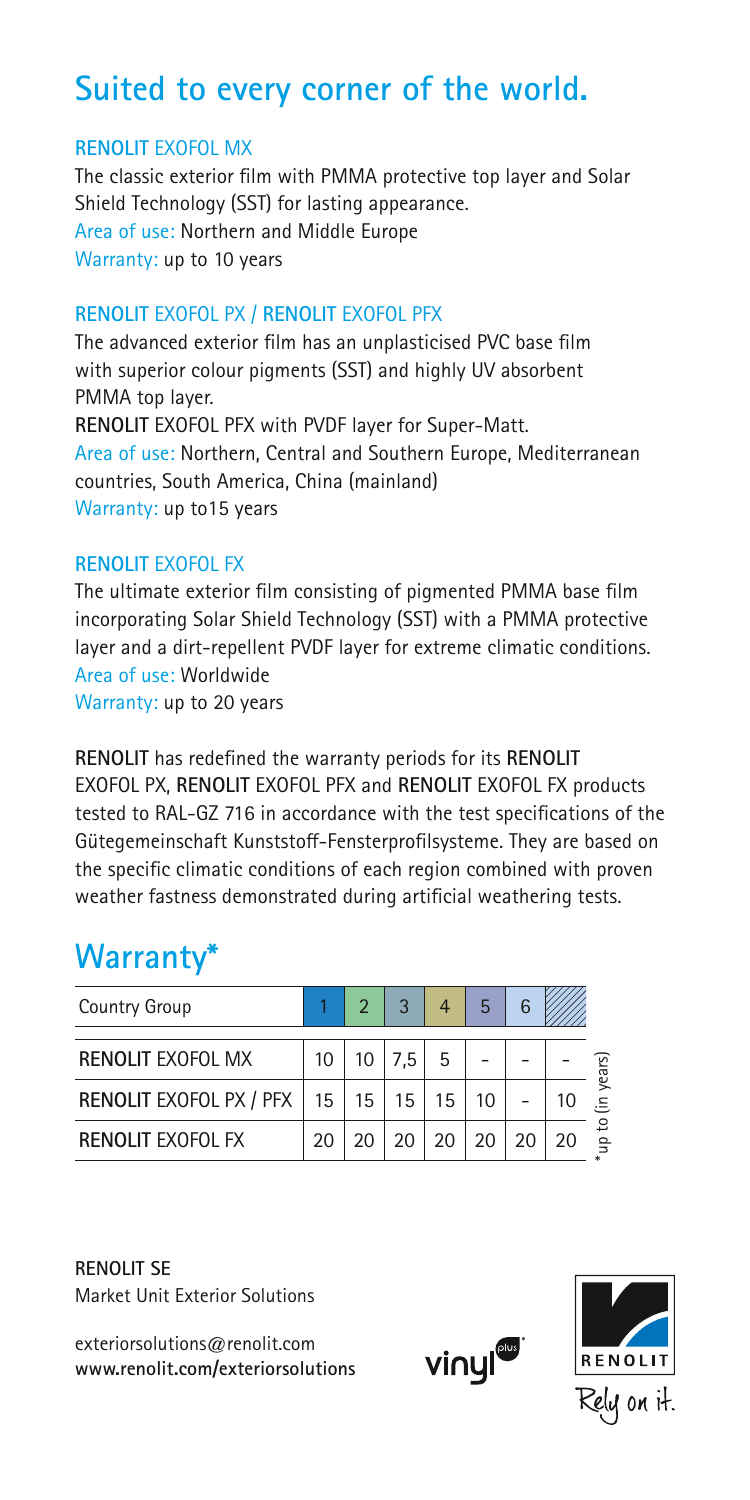# Suited to every corner of the world.

**RENOLIT** EXOFOL MX

The classic exterior film with PMMA protective top layer and Solar Shield Technology (SST) for lasting appearance.
Area of use: Northern and Middle Europe
Warranty: up to 10 years

**RENOLIT** EXOFOL PX / **RENOLIT** EXOFOL PFX

The advanced exterior film has an unplasticised PVC base film with superior colour pigments (SST) and highly UV absorbent PMMA top layer.
**RENOLIT** EXOFOL PFX with PVDF layer for Super-Matt.
Area of use: Northern, Central and Southern Europe, Mediterranean countries, South America, China (mainland)
Warranty: up to15 years

**RENOLIT** EXOFOL FX

The ultimate exterior film consisting of pigmented PMMA base film incorporating Solar Shield Technology (SST) with a PMMA protective layer and a dirt-repellent PVDF layer for extreme climatic conditions.
Area of use: Worldwide
Warranty: up to 20 years

**RENOLIT** has redefined the warranty periods for its **RENOLIT** EXOFOL PX, **RENOLIT** EXOFOL PFX and **RENOLIT** EXOFOL FX products tested to RAL-GZ 716 in accordance with the test specifications of the Gütegemeinschaft Kunststoff-Fensterprofilsysteme. They are based on the specific climatic conditions of each region combined with proven weather fastness demonstrated during artificial weathering tests.

## Warranty*

| Country Group | 1 | 2 | 3 | 4 | 5 | 6 | |
|---|---|---|---|---|---|---|---|
| **RENOLIT** EXOFOL MX | 10 | 10 | 7,5 | 5 | – | – | – |
| **RENOLIT** EXOFOL PX / PFX | 15 | 15 | 15 | 15 | 10 | – | 10 |
| **RENOLIT** EXOFOL FX | 20 | 20 | 20 | 20 | 20 | 20 | 20 |

*up to (in years)

**RENOLIT SE**
Market Unit Exterior Solutions

exteriorsolutions@renolit.com
**www.renolit.com/exteriorsolutions**

Rely on it.